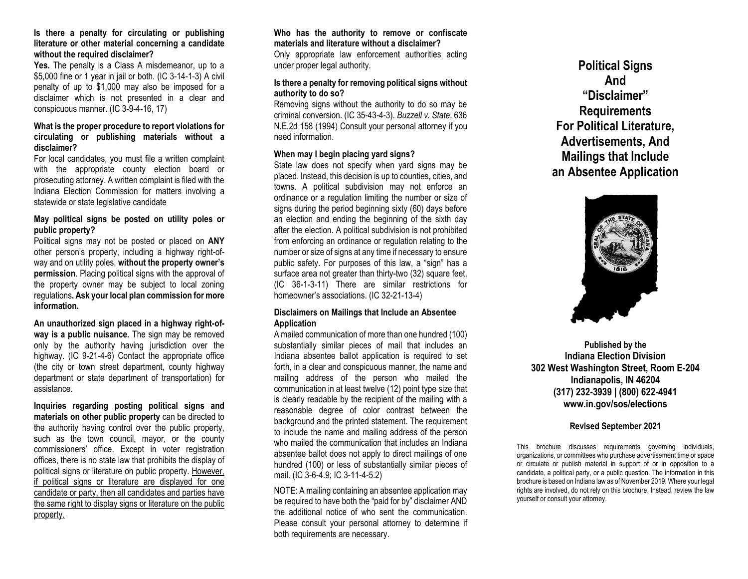**Is there a penalty for circulating or publishing literature or other material concerning a candidate without the required disclaimer?**

**Yes.** The penalty is a Class A misdemeanor, up to a $5,000 fine or 1 year in jail or both. (IC 3-14-1-3) A civil penalty of up to $1,000 may also be imposed for a disclaimer which is not presented in a clear and conspicuous manner. (IC 3-9-4-16, 17)

**What is the proper procedure to report violations for circulating or publishing materials without a disclaimer?**

For local candidates, you must file a written complaint with the appropriate county election board or prosecuting attorney. A written complaint is filed with the Indiana Election Commission for matters involving a statewide or state legislative candidate

**May political signs be posted on utility poles or public property?**

Political signs may not be posted or placed on **ANY** other person's property, including a highway right-of-way and on utility poles, **without the property owner's permission**. Placing political signs with the approval of the property owner may be subject to local zoning regulations**. Ask your local plan commission for more information.**

**An unauthorized sign placed in a highway right-of-way is a public nuisance.** The sign may be removed only by the authority having jurisdiction over the highway. (IC 9-21-4-6) Contact the appropriate office (the city or town street department, county highway department or state department of transportation) for assistance.

**Inquiries regarding posting political signs and materials on other public property** can be directed to the authority having control over the public property, such as the town council, mayor, or the county commissioners' office. Except in voter registration offices, there is no state law that prohibits the display of political signs or literature on public property. However, if political signs or literature are displayed for one candidate or party, then all candidates and parties have the same right to display signs or literature on the public property.

**Who has the authority to remove or confiscate materials and literature without a disclaimer?**

Only appropriate law enforcement authorities acting under proper legal authority.

**Is there a penalty for removing political signs without authority to do so?**

Removing signs without the authority to do so may be criminal conversion. (IC 35-43-4-3). *Buzzell v. State*, 636 N.E.2d 158 (1994) Consult your personal attorney if you need information.

**When may I begin placing yard signs?**

State law does not specify when yard signs may be placed. Instead, this decision is up to counties, cities, and towns. A political subdivision may not enforce an ordinance or a regulation limiting the number or size of signs during the period beginning sixty (60) days before an election and ending the beginning of the sixth day after the election. A political subdivision is not prohibited from enforcing an ordinance or regulation relating to the number or size of signs at any time if necessary to ensure public safety. For purposes of this law, a "sign" has a surface area not greater than thirty-two (32) square feet. (IC 36-1-3-11) There are similar restrictions for homeowner's associations. (IC 32-21-13-4)

**Disclaimers on Mailings that Include an Absentee Application**

A mailed communication of more than one hundred (100) substantially similar pieces of mail that includes an Indiana absentee ballot application is required to set forth, in a clear and conspicuous manner, the name and mailing address of the person who mailed the communication in at least twelve (12) point type size that is clearly readable by the recipient of the mailing with a reasonable degree of color contrast between the background and the printed statement. The requirement to include the name and mailing address of the person who mailed the communication that includes an Indiana absentee ballot does not apply to direct mailings of one hundred (100) or less of substantially similar pieces of mail. (IC 3-6-4.9; IC 3-11-4-5.2)

NOTE: A mailing containing an absentee application may be required to have both the "paid for by" disclaimer AND the additional notice of who sent the communication. Please consult your personal attorney to determine if both requirements are necessary.

# Political Signs And "Disclaimer" Requirements For Political Literature, Advertisements, And Mailings that Include an Absentee Application

**Published by the**
**Indiana Election Division**
**302 West Washington Street, Room E-204**
**Indianapolis, IN 46204**
**(317) 232-3939 | (800) 622-4941**
**www.in.gov/sos/elections**

**Revised September 2021**

This brochure discusses requirements governing individuals, organizations, or committees who purchase advertisement time or space or circulate or publish material in support of or in opposition to a candidate, a political party, or a public question. The information in this brochure is based on Indiana law as of November 2019. Where your legal rights are involved, do not rely on this brochure. Instead, review the law yourself or consult your attorney.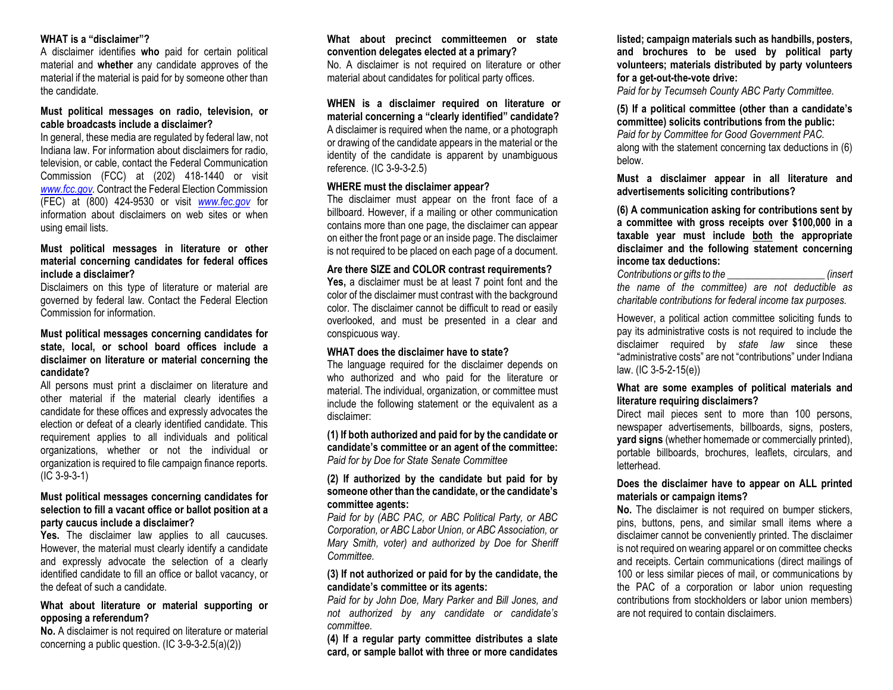**WHAT is a "disclaimer"?**

A disclaimer identifies **who** paid for certain political material and **whether** any candidate approves of the material if the material is paid for by someone other than the candidate.

**Must political messages on radio, television, or cable broadcasts include a disclaimer?**

In general, these media are regulated by federal law, not Indiana law. For information about disclaimers for radio, television, or cable, contact the Federal Communication Commission (FCC) at (202) 418-1440 or visit *www.fcc.gov*. Contract the Federal Election Commission (FEC) at (800) 424-9530 or visit *www.fec.gov* for information about disclaimers on web sites or when using email lists.

**Must political messages in literature or other material concerning candidates for federal offices include a disclaimer?**

Disclaimers on this type of literature or material are governed by federal law. Contact the Federal Election Commission for information.

**Must political messages concerning candidates for state, local, or school board offices include a disclaimer on literature or material concerning the candidate?**

All persons must print a disclaimer on literature and other material if the material clearly identifies a candidate for these offices and expressly advocates the election or defeat of a clearly identified candidate. This requirement applies to all individuals and political organizations, whether or not the individual or organization is required to file campaign finance reports. (IC 3-9-3-1)

**Must political messages concerning candidates for selection to fill a vacant office or ballot position at a party caucus include a disclaimer?**

**Yes.** The disclaimer law applies to all caucuses. However, the material must clearly identify a candidate and expressly advocate the selection of a clearly identified candidate to fill an office or ballot vacancy, or the defeat of such a candidate.

**What about literature or material supporting or opposing a referendum?**

**No.** A disclaimer is not required on literature or material concerning a public question. (IC 3-9-3-2.5(a)(2))

**What about precinct committeemen or state convention delegates elected at a primary?**

No. A disclaimer is not required on literature or other material about candidates for political party offices.

**WHEN is a disclaimer required on literature or material concerning a "clearly identified" candidate?**

A disclaimer is required when the name, or a photograph or drawing of the candidate appears in the material or the identity of the candidate is apparent by unambiguous reference. (IC 3-9-3-2.5)

**WHERE must the disclaimer appear?**

The disclaimer must appear on the front face of a billboard. However, if a mailing or other communication contains more than one page, the disclaimer can appear on either the front page or an inside page. The disclaimer is not required to be placed on each page of a document.

**Are there SIZE and COLOR contrast requirements?**

**Yes,** a disclaimer must be at least 7 point font and the color of the disclaimer must contrast with the background color. The disclaimer cannot be difficult to read or easily overlooked, and must be presented in a clear and conspicuous way.

**WHAT does the disclaimer have to state?**

The language required for the disclaimer depends on who authorized and who paid for the literature or material. The individual, organization, or committee must include the following statement or the equivalent as a disclaimer:

**(1) If both authorized and paid for by the candidate or candidate's committee or an agent of the committee:**

*Paid for by Doe for State Senate Committee*

**(2) If authorized by the candidate but paid for by someone other than the candidate, or the candidate's committee agents:**

*Paid for by (ABC PAC, or ABC Political Party, or ABC Corporation, or ABC Labor Union, or ABC Association, or Mary Smith, voter) and authorized by Doe for Sheriff Committee.*

**(3) If not authorized or paid for by the candidate, the candidate's committee or its agents:**

*Paid for by John Doe, Mary Parker and Bill Jones, and not authorized by any candidate or candidate's committee.*

**(4) If a regular party committee distributes a slate card, or sample ballot with three or more candidates listed; campaign materials such as handbills, posters, and brochures to be used by political party volunteers; materials distributed by party volunteers for a get-out-the-vote drive:**

*Paid for by Tecumseh County ABC Party Committee.*

**(5) If a political committee (other than a candidate's committee) solicits contributions from the public:**

*Paid for by Committee for Good Government PAC.*
along with the statement concerning tax deductions in (6) below.

**Must a disclaimer appear in all literature and advertisements soliciting contributions?**

**(6) A communication asking for contributions sent by a committee with gross receipts over $100,000 in a taxable year must include both the appropriate disclaimer and the following statement concerning income tax deductions:**

*Contributions or gifts to the ___________________ (insert the name of the committee) are not deductible as charitable contributions for federal income tax purposes.*

However, a political action committee soliciting funds to pay its administrative costs is not required to include the disclaimer required by *state law* since these "administrative costs" are not "contributions" under Indiana law. (IC 3-5-2-15(e))

**What are some examples of political materials and literature requiring disclaimers?**

Direct mail pieces sent to more than 100 persons, newspaper advertisements, billboards, signs, posters, **yard signs** (whether homemade or commercially printed), portable billboards, brochures, leaflets, circulars, and letterhead.

**Does the disclaimer have to appear on ALL printed materials or campaign items?**

**No.** The disclaimer is not required on bumper stickers, pins, buttons, pens, and similar small items where a disclaimer cannot be conveniently printed. The disclaimer is not required on wearing apparel or on committee checks and receipts. Certain communications (direct mailings of 100 or less similar pieces of mail, or communications by the PAC of a corporation or labor union requesting contributions from stockholders or labor union members) are not required to contain disclaimers.